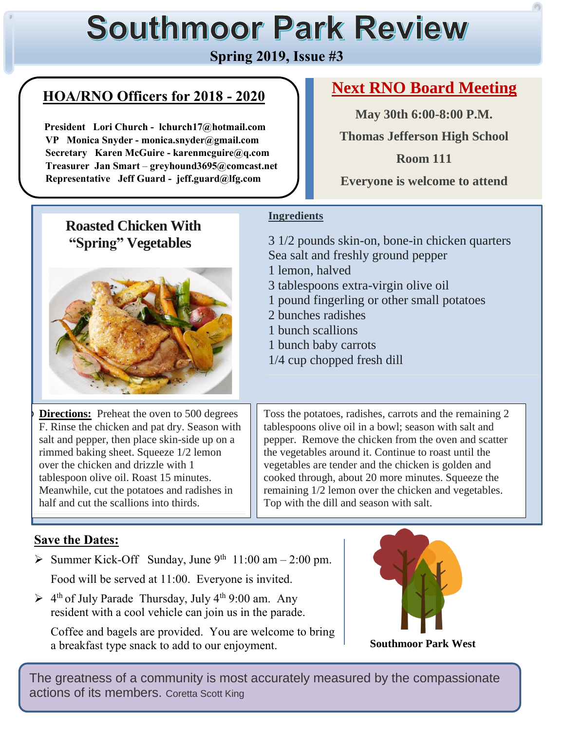# Southmoor Park Review

**Spring 2019, Issue #3**

## HOA/RNO Officers for 2018 - 2020

**President** Lori Church - lchurch17@hotmail.com
**VP** Monica Snyder - monica.snyder@gmail.com
**Secretary** Karen McGuire - karenmcguire@q.com
**Treasurer** Jan Smart – greyhound3695@comcast.net
**Representative** Jeff Guard - jeff.guard@lfg.com

## Next RNO Board Meeting

**May 30th 6:00-8:00 P.M.**

**Thomas Jefferson High School**

**Room 111**

**Everyone is welcome to attend**

## Roasted Chicken With "Spring" Vegetables

**Ingredients**

3 1/2 pounds skin-on, bone-in chicken quarters
Sea salt and freshly ground pepper
1 lemon, halved
3 tablespoons extra-virgin olive oil
1 pound fingerling or other small potatoes
2 bunches radishes
1 bunch scallions
1 bunch baby carrots
1/4 cup chopped fresh dill

**Directions:** Preheat the oven to 500 degrees F. Rinse the chicken and pat dry. Season with salt and pepper, then place skin-side up on a rimmed baking sheet. Squeeze 1/2 lemon over the chicken and drizzle with 1 tablespoon olive oil. Roast 15 minutes. Meanwhile, cut the potatoes and radishes in half and cut the scallions into thirds.

Toss the potatoes, radishes, carrots and the remaining 2 tablespoons olive oil in a bowl; season with salt and pepper. Remove the chicken from the oven and scatter the vegetables around it. Continue to roast until the vegetables are tender and the chicken is golden and cooked through, about 20 more minutes. Squeeze the remaining 1/2 lemon over the chicken and vegetables. Top with the dill and season with salt.

## Save the Dates:

- Summer Kick-Off Sunday, June 9th 11:00 am – 2:00 pm.

  Food will be served at 11:00. Everyone is invited.

- 4th of July Parade Thursday, July 4th 9:00 am. Any resident with a cool vehicle can join us in the parade.

  Coffee and bagels are provided. You are welcome to bring a breakfast type snack to add to our enjoyment.

**Southmoor Park West**

The greatness of a community is most accurately measured by the compassionate actions of its members. Coretta Scott King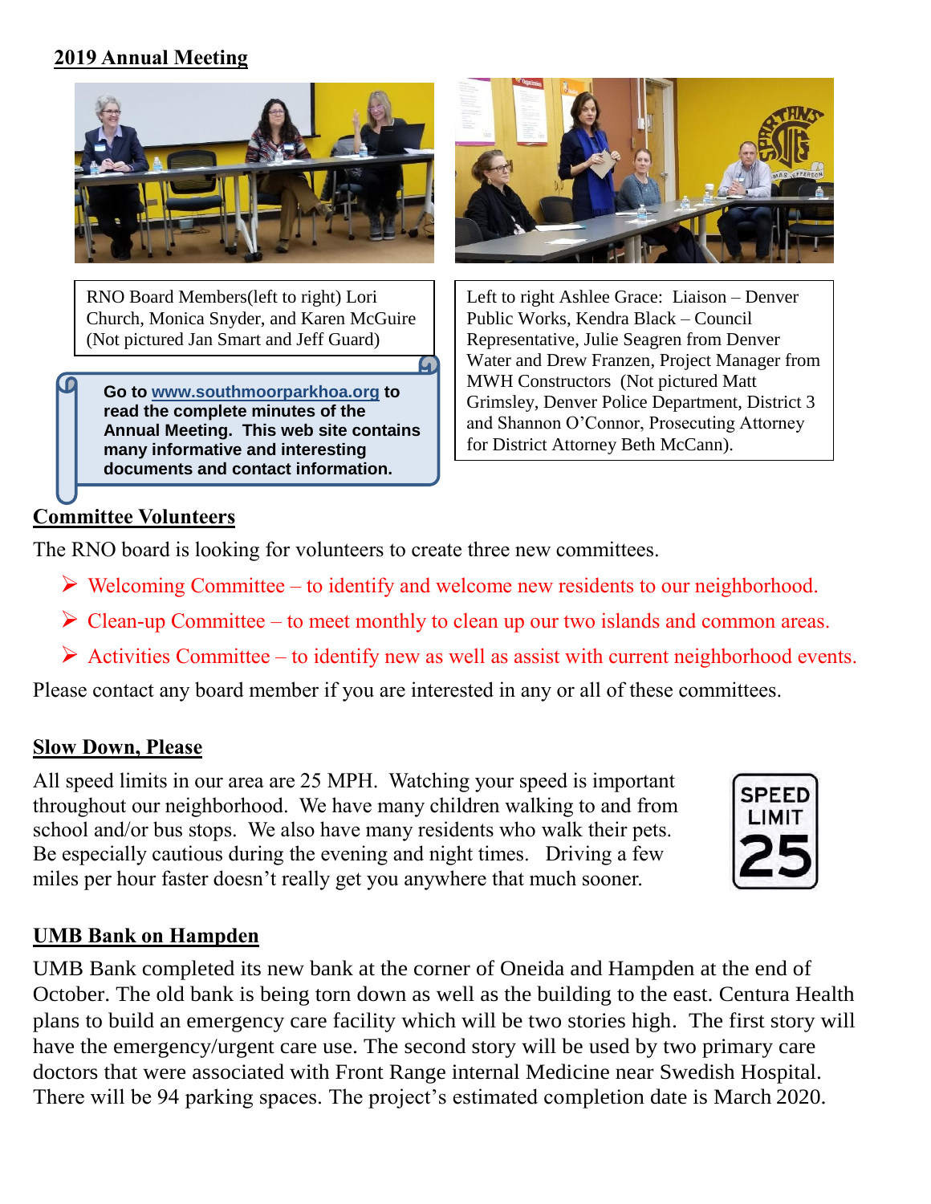## 2019 Annual Meeting

RNO Board Members(left to right) Lori Church, Monica Snyder, and Karen McGuire (Not pictured Jan Smart and Jeff Guard)

Left to right Ashlee Grace: Liaison – Denver Public Works, Kendra Black – Council Representative, Julie Seagren from Denver Water and Drew Franzen, Project Manager from MWH Constructors (Not pictured Matt Grimsley, Denver Police Department, District 3 and Shannon O'Connor, Prosecuting Attorney for District Attorney Beth McCann).

**Go to [www.southmoorparkhoa.org](http://www.southmoorparkhoa.org) to read the complete minutes of the Annual Meeting. This web site contains many informative and interesting documents and contact information.**

## Committee Volunteers

The RNO board is looking for volunteers to create three new committees.

- Welcoming Committee – to identify and welcome new residents to our neighborhood.
- Clean-up Committee – to meet monthly to clean up our two islands and common areas.
- Activities Committee – to identify new as well as assist with current neighborhood events.

Please contact any board member if you are interested in any or all of these committees.

## Slow Down, Please

All speed limits in our area are 25 MPH. Watching your speed is important throughout our neighborhood. We have many children walking to and from school and/or bus stops. We also have many residents who walk their pets. Be especially cautious during the evening and night times. Driving a few miles per hour faster doesn't really get you anywhere that much sooner.

## UMB Bank on Hampden

UMB Bank completed its new bank at the corner of Oneida and Hampden at the end of October. The old bank is being torn down as well as the building to the east. Centura Health plans to build an emergency care facility which will be two stories high. The first story will have the emergency/urgent care use. The second story will be used by two primary care doctors that were associated with Front Range internal Medicine near Swedish Hospital. There will be 94 parking spaces. The project's estimated completion date is March 2020.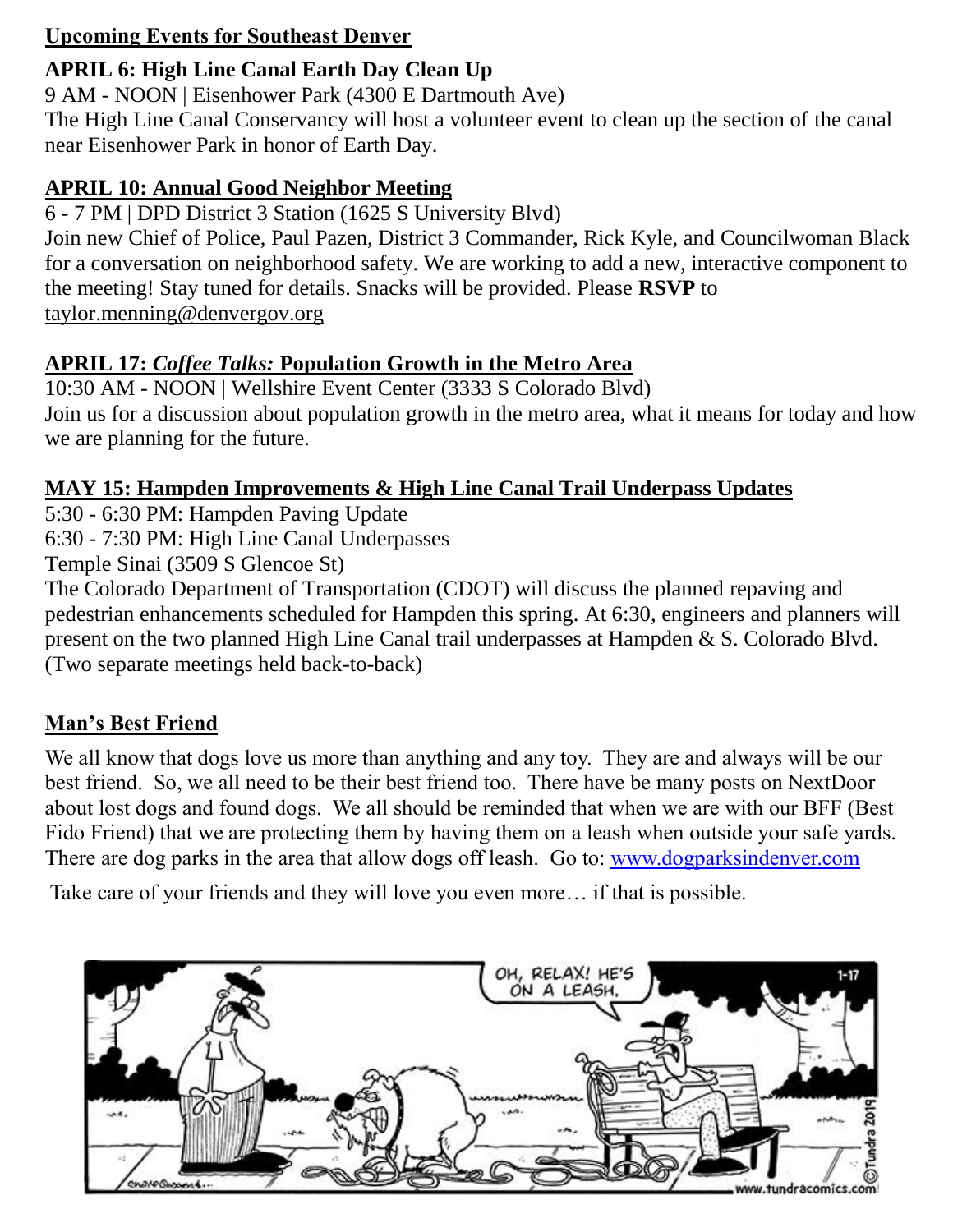## Upcoming Events for Southeast Denver

### APRIL 6: High Line Canal Earth Day Clean Up

9 AM - NOON | Eisenhower Park (4300 E Dartmouth Ave)

The High Line Canal Conservancy will host a volunteer event to clean up the section of the canal near Eisenhower Park in honor of Earth Day.

### APRIL 10: Annual Good Neighbor Meeting

6 - 7 PM | DPD District 3 Station (1625 S University Blvd)

Join new Chief of Police, Paul Pazen, District 3 Commander, Rick Kyle, and Councilwoman Black for a conversation on neighborhood safety. We are working to add a new, interactive component to the meeting! Stay tuned for details. Snacks will be provided. Please **RSVP** to taylor.menning@denvergov.org

### APRIL 17: *Coffee Talks:* Population Growth in the Metro Area

10:30 AM - NOON | Wellshire Event Center (3333 S Colorado Blvd)

Join us for a discussion about population growth in the metro area, what it means for today and how we are planning for the future.

### MAY 15: Hampden Improvements & High Line Canal Trail Underpass Updates

5:30 - 6:30 PM: Hampden Paving Update

6:30 - 7:30 PM: High Line Canal Underpasses

Temple Sinai (3509 S Glencoe St)

The Colorado Department of Transportation (CDOT) will discuss the planned repaving and pedestrian enhancements scheduled for Hampden this spring. At 6:30, engineers and planners will present on the two planned High Line Canal trail underpasses at Hampden & S. Colorado Blvd. (Two separate meetings held back-to-back)

## Man's Best Friend

We all know that dogs love us more than anything and any toy. They are and always will be our best friend. So, we all need to be their best friend too. There have be many posts on NextDoor about lost dogs and found dogs. We all should be reminded that when we are with our BFF (Best Fido Friend) that we are protecting them by having them on a leash when outside your safe yards. There are dog parks in the area that allow dogs off leash. Go to: www.dogparksindenver.com

Take care of your friends and they will love you even more… if that is possible.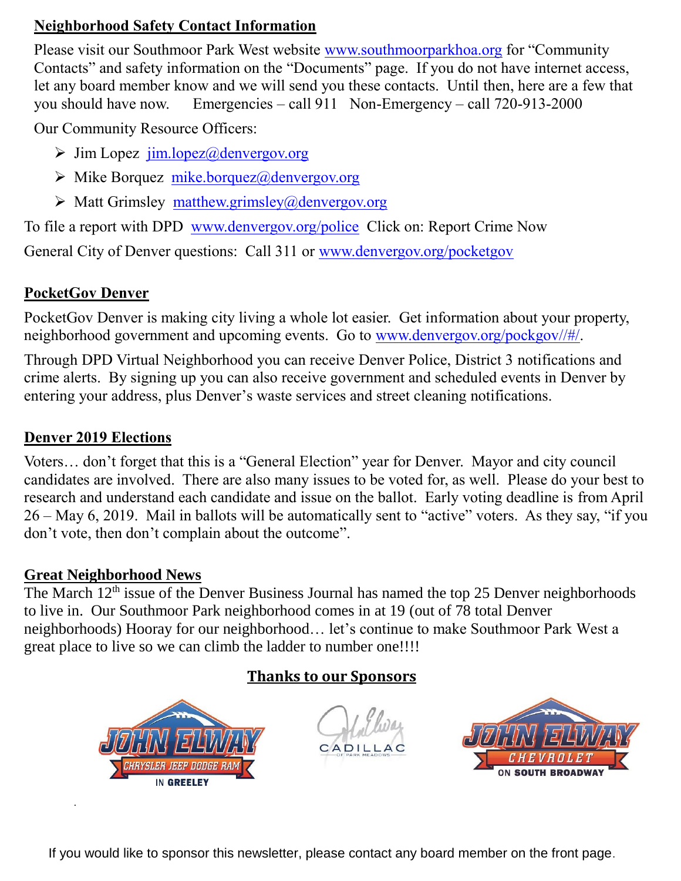## Neighborhood Safety Contact Information

Please visit our Southmoor Park West website www.southmoorparkhoa.org for "Community Contacts" and safety information on the "Documents" page. If you do not have internet access, let any board member know and we will send you these contacts. Until then, here are a few that you should have now. Emergencies – call 911 Non-Emergency – call 720-913-2000

Our Community Resource Officers:

- Jim Lopez jim.lopez@denvergov.org
- Mike Borquez mike.borquez@denvergov.org
- Matt Grimsley matthew.grimsley@denvergov.org

To file a report with DPD www.denvergov.org/police Click on: Report Crime Now

General City of Denver questions: Call 311 or www.denvergov.org/pocketgov

## PocketGov Denver

PocketGov Denver is making city living a whole lot easier. Get information about your property, neighborhood government and upcoming events. Go to www.denvergov.org/pockgov//#/.

Through DPD Virtual Neighborhood you can receive Denver Police, District 3 notifications and crime alerts. By signing up you can also receive government and scheduled events in Denver by entering your address, plus Denver's waste services and street cleaning notifications.

## Denver 2019 Elections

Voters… don't forget that this is a "General Election" year for Denver. Mayor and city council candidates are involved. There are also many issues to be voted for, as well. Please do your best to research and understand each candidate and issue on the ballot. Early voting deadline is from April 26 – May 6, 2019. Mail in ballots will be automatically sent to "active" voters. As they say, "if you don't vote, then don't complain about the outcome".

## Great Neighborhood News

The March 12th issue of the Denver Business Journal has named the top 25 Denver neighborhoods to live in. Our Southmoor Park neighborhood comes in at 19 (out of 78 total Denver neighborhoods) Hooray for our neighborhood… let's continue to make Southmoor Park West a great place to live so we can climb the ladder to number one!!!!

## Thanks to our Sponsors

JOHN ELWAY CHRYSLER JEEP DODGE RAM IN GREELEY

John Elway CADILLAC OF PARK MEADOWS

JOHN ELWAY CHEVROLET ON SOUTH BROADWAY

If you would like to sponsor this newsletter, please contact any board member on the front page.